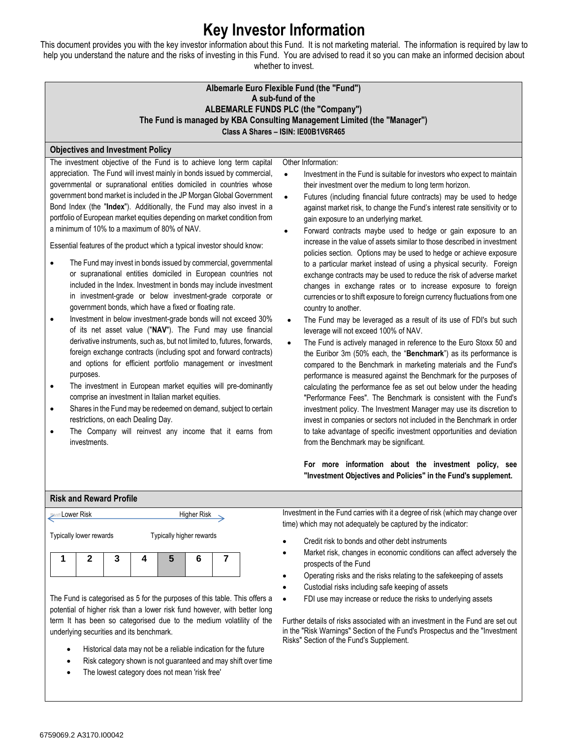# Key Investor Information

This document provides you with the key investor information about this Fund. It is not marketing material. The information is required by law to help you understand the nature and the risks of investing in this Fund. You are advised to read it so you can make an informed decision about whether to invest.

**Albemarle Euro Flexible Fund (the "Fund")**
**A sub-fund of the**
**ALBEMARLE FUNDS PLC (the "Company")**
**The Fund is managed by KBA Consulting Management Limited (the "Manager")**
**Class A Shares – ISIN: IE00B1V6R465**

## Objectives and Investment Policy

The investment objective of the Fund is to achieve long term capital appreciation. The Fund will invest mainly in bonds issued by commercial, governmental or supranational entities domiciled in countries whose government bond market is included in the JP Morgan Global Government Bond Index (the "**Index**"). Additionally, the Fund may also invest in a portfolio of European market equities depending on market condition from a minimum of 10% to a maximum of 80% of NAV.

Essential features of the product which a typical investor should know:

- The Fund may invest in bonds issued by commercial, governmental or supranational entities domiciled in European countries not included in the Index. Investment in bonds may include investment in investment-grade or below investment-grade corporate or government bonds, which have a fixed or floating rate.
- Investment in below investment-grade bonds will not exceed 30% of its net asset value ("**NAV**"). The Fund may use financial derivative instruments, such as, but not limited to, futures, forwards, foreign exchange contracts (including spot and forward contracts) and options for efficient portfolio management or investment purposes.
- The investment in European market equities will pre-dominantly comprise an investment in Italian market equities.
- Shares in the Fund may be redeemed on demand, subject to certain restrictions, on each Dealing Day.
- The Company will reinvest any income that it earns from investments.

Other Information:

- Investment in the Fund is suitable for investors who expect to maintain their investment over the medium to long term horizon.
- Futures (including financial future contracts) may be used to hedge against market risk, to change the Fund's interest rate sensitivity or to gain exposure to an underlying market.
- Forward contracts maybe used to hedge or gain exposure to an increase in the value of assets similar to those described in investment policies section. Options may be used to hedge or achieve exposure to a particular market instead of using a physical security. Foreign exchange contracts may be used to reduce the risk of adverse market changes in exchange rates or to increase exposure to foreign currencies or to shift exposure to foreign currency fluctuations from one country to another.
- The Fund may be leveraged as a result of its use of FDI's but such leverage will not exceed 100% of NAV.
- The Fund is actively managed in reference to the Euro Stoxx 50 and the Euribor 3m (50% each, the "**Benchmark**") as its performance is compared to the Benchmark in marketing materials and the Fund's performance is measured against the Benchmark for the purposes of calculating the performance fee as set out below under the heading "Performance Fees". The Benchmark is consistent with the Fund's investment policy. The Investment Manager may use its discretion to invest in companies or sectors not included in the Benchmark in order to take advantage of specific investment opportunities and deviation from the Benchmark may be significant.

**For more information about the investment policy, see "Investment Objectives and Policies" in the Fund's supplement.**

## Risk and Reward Profile

Lower Risk — Higher Risk

Typically lower rewards — Typically higher rewards

| 1 | 2 | 3 | 4 | 5 | 6 | 7 |
|---|---|---|---|---|---|---|

The Fund is categorised as 5 for the purposes of this table. This offers a potential of higher risk than a lower risk fund however, with better long term It has been so categorised due to the medium volatility of the underlying securities and its benchmark.

- Historical data may not be a reliable indication for the future
- Risk category shown is not guaranteed and may shift over time
- The lowest category does not mean 'risk free'

Investment in the Fund carries with it a degree of risk (which may change over time) which may not adequately be captured by the indicator:

- Credit risk to bonds and other debt instruments
- Market risk, changes in economic conditions can affect adversely the prospects of the Fund
- Operating risks and the risks relating to the safekeeping of assets
- Custodial risks including safe keeping of assets
- FDI use may increase or reduce the risks to underlying assets

Further details of risks associated with an investment in the Fund are set out in the "Risk Warnings" Section of the Fund's Prospectus and the "Investment Risks" Section of the Fund's Supplement.

6759069.2 A3170.I00042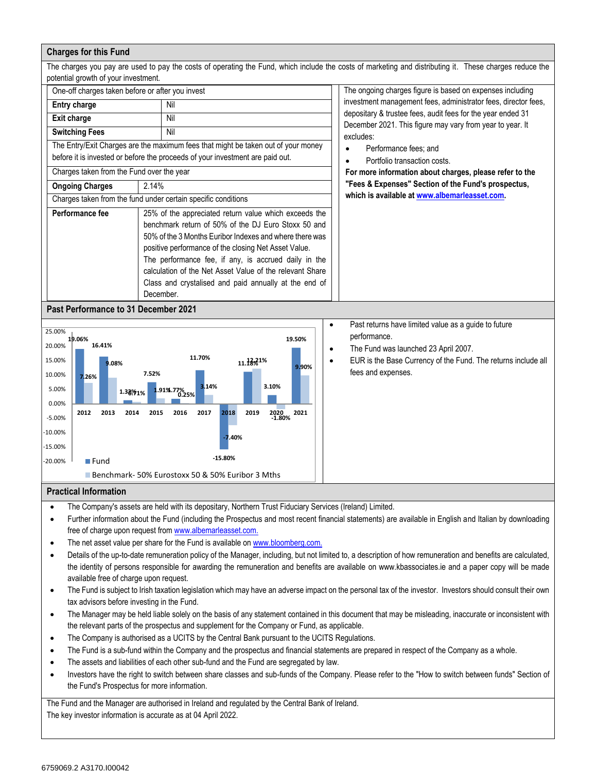## Charges for this Fund

The charges you pay are used to pay the costs of operating the Fund, which include the costs of marketing and distributing it. These charges reduce the potential growth of your investment.

| One-off charges taken before or after you invest | |
|---|---|
| **Entry charge** | Nil |
| **Exit charge** | Nil |
| **Switching Fees** | Nil |
| The Entry/Exit Charges are the maximum fees that might be taken out of your money before it is invested or before the proceeds of your investment are paid out. | |
| Charges taken from the Fund over the year | |
| **Ongoing Charges** | 2.14% |
| Charges taken from the fund under certain specific conditions | |
| **Performance fee** | 25% of the appreciated return value which exceeds the benchmark return of 50% of the DJ Euro Stoxx 50 and 50% of the 3 Months Euribor Indexes and where there was positive performance of the closing Net Asset Value. The performance fee, if any, is accrued daily in the calculation of the Net Asset Value of the relevant Share Class and crystalised and paid annually at the end of December. |

The ongoing charges figure is based on expenses including investment management fees, administrator fees, director fees, depositary & trustee fees, audit fees for the year ended 31 December 2021. This figure may vary from year to year. It excludes:

- Performance fees; and
- Portfolio transaction costs.

**For more information about charges, please refer to the "Fees & Expenses" Section of the Fund's prospectus, which is available at www.albemarleasset.com.**

## Past Performance to 31 December 2021

25.00%
20.00%
15.00%
10.00%
5.00%
0.00%
-5.00%
-10.00%
-15.00%
-20.00%

2012: 19.06%, 7.26%
2013: 16.41%, 9.08%
2014: 1.32%, 0.71%
2015: 7.52%, 1.91%
2016: 1.77%, 0.25%
2017: 11.70%, 3.14%
2018: -15.80%, -7.40%
2019: 11.18%, 12.21%
2020: 3.10%, -1.80%
2021: 19.50%, 9.90%

Fund
Benchmark- 50% Eurostoxx 50 & 50% Euribor 3 Mths

- Past returns have limited value as a guide to future performance.
- The Fund was launched 23 April 2007.
- EUR is the Base Currency of the Fund. The returns include all fees and expenses.

## Practical Information

- The Company's assets are held with its depositary, Northern Trust Fiduciary Services (Ireland) Limited.
- Further information about the Fund (including the Prospectus and most recent financial statements) are available in English and Italian by downloading free of charge upon request from www.albemarleasset.com.
- The net asset value per share for the Fund is available on www.bloomberg.com.
- Details of the up-to-date remuneration policy of the Manager, including, but not limited to, a description of how remuneration and benefits are calculated, the identity of persons responsible for awarding the remuneration and benefits are available on www.kbassociates.ie and a paper copy will be made available free of charge upon request.
- The Fund is subject to Irish taxation legislation which may have an adverse impact on the personal tax of the investor. Investors should consult their own tax advisors before investing in the Fund.
- The Manager may be held liable solely on the basis of any statement contained in this document that may be misleading, inaccurate or inconsistent with the relevant parts of the prospectus and supplement for the Company or Fund, as applicable.
- The Company is authorised as a UCITS by the Central Bank pursuant to the UCITS Regulations.
- The Fund is a sub-fund within the Company and the prospectus and financial statements are prepared in respect of the Company as a whole.
- The assets and liabilities of each other sub-fund and the Fund are segregated by law.
- Investors have the right to switch between share classes and sub-funds of the Company. Please refer to the "How to switch between funds" Section of the Fund's Prospectus for more information.

The Fund and the Manager are authorised in Ireland and regulated by the Central Bank of Ireland.
The key investor information is accurate as at 04 April 2022.

6759069.2 A3170.I00042